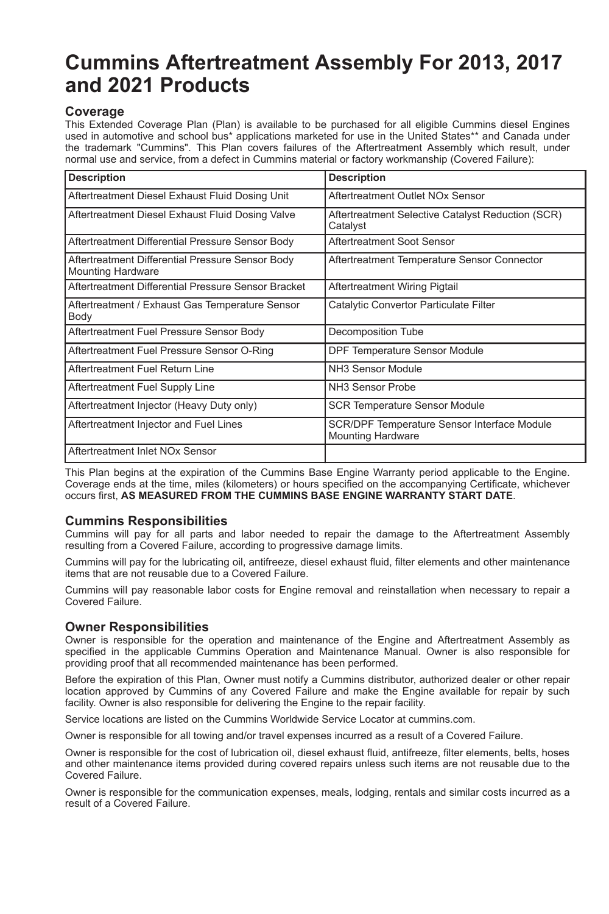# Cummins Aftertreatment Assembly For 2013, 2017 and 2021 Products

## Coverage

This Extended Coverage Plan (Plan) is available to be purchased for all eligible Cummins diesel Engines used in automotive and school bus* applications marketed for use in the United States** and Canada under the trademark "Cummins". This Plan covers failures of the Aftertreatment Assembly which result, under normal use and service, from a defect in Cummins material or factory workmanship (Covered Failure):

| Description | Description |
|---|---|
| Aftertreatment Diesel Exhaust Fluid Dosing Unit | Aftertreatment Outlet NOx Sensor |
| Aftertreatment Diesel Exhaust Fluid Dosing Valve | Aftertreatment Selective Catalyst Reduction (SCR) Catalyst |
| Aftertreatment Differential Pressure Sensor Body | Aftertreatment Soot Sensor |
| Aftertreatment Differential Pressure Sensor Body Mounting Hardware | Aftertreatment Temperature Sensor Connector |
| Aftertreatment Differential Pressure Sensor Bracket | Aftertreatment Wiring Pigtail |
| Aftertreatment / Exhaust Gas Temperature Sensor Body | Catalytic Convertor Particulate Filter |
| Aftertreatment Fuel Pressure Sensor Body | Decomposition Tube |
| Aftertreatment Fuel Pressure Sensor O-Ring | DPF Temperature Sensor Module |
| Aftertreatment Fuel Return Line | NH3 Sensor Module |
| Aftertreatment Fuel Supply Line | NH3 Sensor Probe |
| Aftertreatment Injector (Heavy Duty only) | SCR Temperature Sensor Module |
| Aftertreatment Injector and Fuel Lines | SCR/DPF Temperature Sensor Interface Module Mounting Hardware |
| Aftertreatment Inlet NOx Sensor | |

This Plan begins at the expiration of the Cummins Base Engine Warranty period applicable to the Engine. Coverage ends at the time, miles (kilometers) or hours specified on the accompanying Certificate, whichever occurs first, **AS MEASURED FROM THE CUMMINS BASE ENGINE WARRANTY START DATE**.

## Cummins Responsibilities

Cummins will pay for all parts and labor needed to repair the damage to the Aftertreatment Assembly resulting from a Covered Failure, according to progressive damage limits.

Cummins will pay for the lubricating oil, antifreeze, diesel exhaust fluid, filter elements and other maintenance items that are not reusable due to a Covered Failure.

Cummins will pay reasonable labor costs for Engine removal and reinstallation when necessary to repair a Covered Failure.

## Owner Responsibilities

Owner is responsible for the operation and maintenance of the Engine and Aftertreatment Assembly as specified in the applicable Cummins Operation and Maintenance Manual. Owner is also responsible for providing proof that all recommended maintenance has been performed.

Before the expiration of this Plan, Owner must notify a Cummins distributor, authorized dealer or other repair location approved by Cummins of any Covered Failure and make the Engine available for repair by such facility. Owner is also responsible for delivering the Engine to the repair facility.

Service locations are listed on the Cummins Worldwide Service Locator at cummins.com.

Owner is responsible for all towing and/or travel expenses incurred as a result of a Covered Failure.

Owner is responsible for the cost of lubrication oil, diesel exhaust fluid, antifreeze, filter elements, belts, hoses and other maintenance items provided during covered repairs unless such items are not reusable due to the Covered Failure.

Owner is responsible for the communication expenses, meals, lodging, rentals and similar costs incurred as a result of a Covered Failure.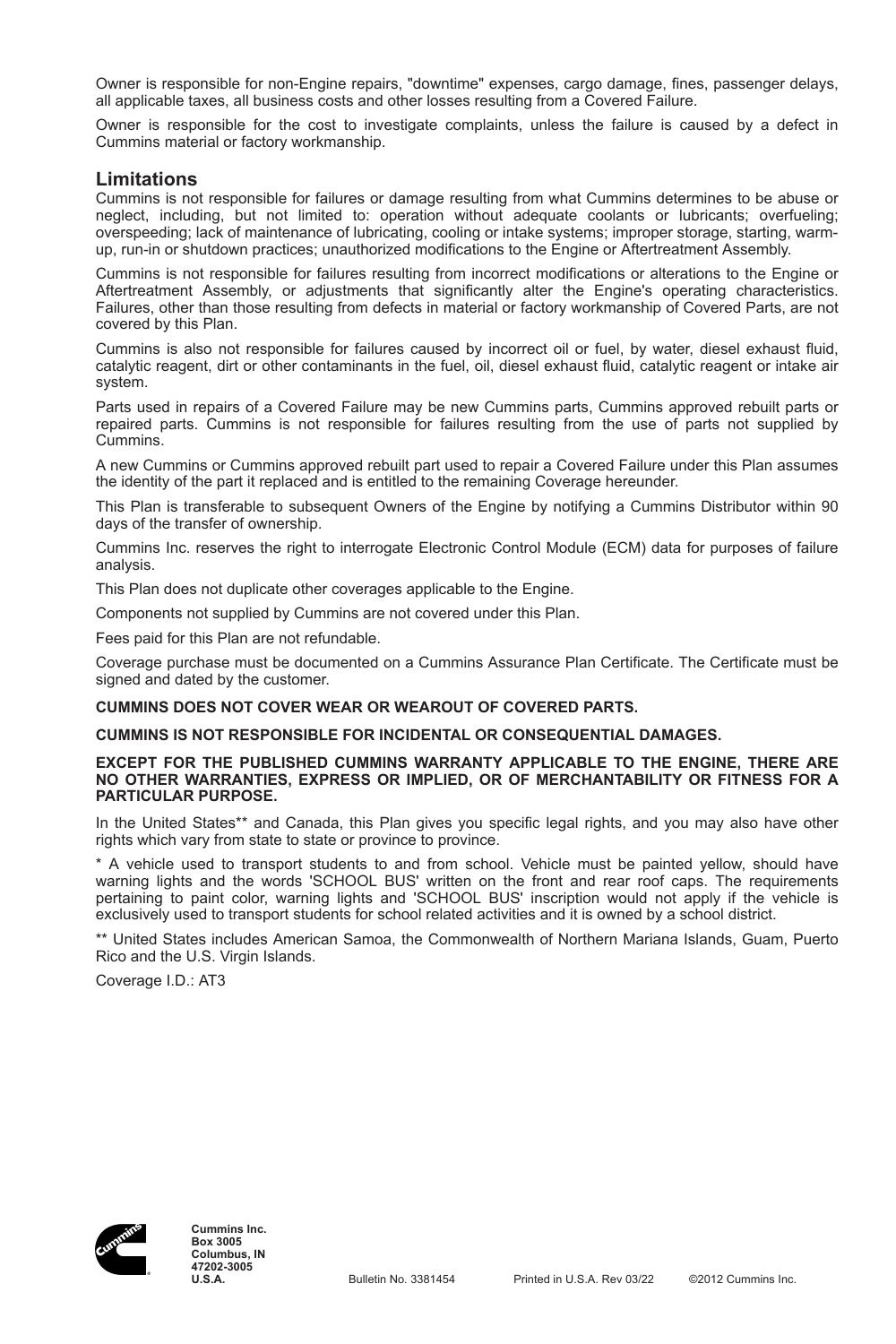Owner is responsible for non-Engine repairs, "downtime" expenses, cargo damage, fines, passenger delays, all applicable taxes, all business costs and other losses resulting from a Covered Failure.

Owner is responsible for the cost to investigate complaints, unless the failure is caused by a defect in Cummins material or factory workmanship.

## Limitations

Cummins is not responsible for failures or damage resulting from what Cummins determines to be abuse or neglect, including, but not limited to: operation without adequate coolants or lubricants; overfueling; overspeeding; lack of maintenance of lubricating, cooling or intake systems; improper storage, starting, warm-up, run-in or shutdown practices; unauthorized modifications to the Engine or Aftertreatment Assembly.

Cummins is not responsible for failures resulting from incorrect modifications or alterations to the Engine or Aftertreatment Assembly, or adjustments that significantly alter the Engine's operating characteristics. Failures, other than those resulting from defects in material or factory workmanship of Covered Parts, are not covered by this Plan.

Cummins is also not responsible for failures caused by incorrect oil or fuel, by water, diesel exhaust fluid, catalytic reagent, dirt or other contaminants in the fuel, oil, diesel exhaust fluid, catalytic reagent or intake air system.

Parts used in repairs of a Covered Failure may be new Cummins parts, Cummins approved rebuilt parts or repaired parts. Cummins is not responsible for failures resulting from the use of parts not supplied by Cummins.

A new Cummins or Cummins approved rebuilt part used to repair a Covered Failure under this Plan assumes the identity of the part it replaced and is entitled to the remaining Coverage hereunder.

This Plan is transferable to subsequent Owners of the Engine by notifying a Cummins Distributor within 90 days of the transfer of ownership.

Cummins Inc. reserves the right to interrogate Electronic Control Module (ECM) data for purposes of failure analysis.

This Plan does not duplicate other coverages applicable to the Engine.

Components not supplied by Cummins are not covered under this Plan.

Fees paid for this Plan are not refundable.

Coverage purchase must be documented on a Cummins Assurance Plan Certificate. The Certificate must be signed and dated by the customer.

**CUMMINS DOES NOT COVER WEAR OR WEAROUT OF COVERED PARTS.**

**CUMMINS IS NOT RESPONSIBLE FOR INCIDENTAL OR CONSEQUENTIAL DAMAGES.**

**EXCEPT FOR THE PUBLISHED CUMMINS WARRANTY APPLICABLE TO THE ENGINE, THERE ARE NO OTHER WARRANTIES, EXPRESS OR IMPLIED, OR OF MERCHANTABILITY OR FITNESS FOR A PARTICULAR PURPOSE.**

In the United States** and Canada, this Plan gives you specific legal rights, and you may also have other rights which vary from state to state or province to province.

* A vehicle used to transport students to and from school. Vehicle must be painted yellow, should have warning lights and the words 'SCHOOL BUS' written on the front and rear roof caps. The requirements pertaining to paint color, warning lights and 'SCHOOL BUS' inscription would not apply if the vehicle is exclusively used to transport students for school related activities and it is owned by a school district.

** United States includes American Samoa, the Commonwealth of Northern Mariana Islands, Guam, Puerto Rico and the U.S. Virgin Islands.

Coverage I.D.: AT3

**Cummins Inc.**
**Box 3005**
**Columbus, IN**
**47202-3005**
**U.S.A.**

Bulletin No. 3381454 Printed in U.S.A. Rev 03/22 ©2012 Cummins Inc.